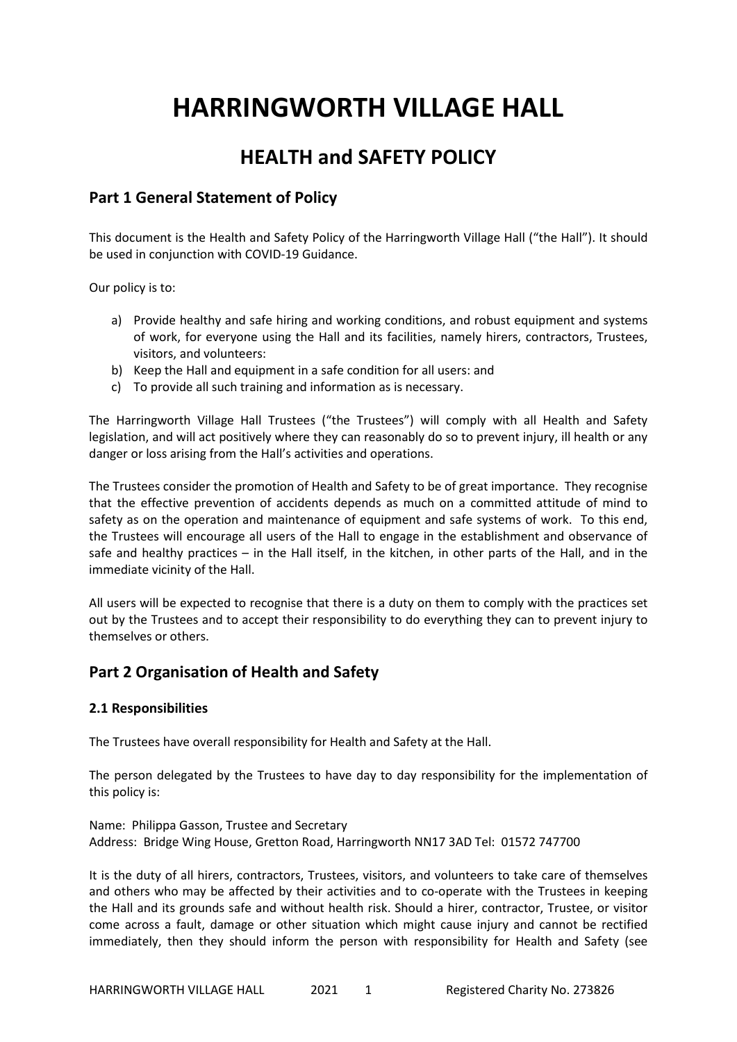# HARRINGWORTH VILLAGE HALL

## HEALTH and SAFETY POLICY

### Part 1 General Statement of Policy

This document is the Health and Safety Policy of the Harringworth Village Hall ("the Hall"). It should be used in conjunction with COVID-19 Guidance.

Our policy is to:

a) Provide healthy and safe hiring and working conditions, and robust equipment and systems of work, for everyone using the Hall and its facilities, namely hirers, contractors, Trustees, visitors, and volunteers:
b) Keep the Hall and equipment in a safe condition for all users: and
c) To provide all such training and information as is necessary.

The Harringworth Village Hall Trustees ("the Trustees") will comply with all Health and Safety legislation, and will act positively where they can reasonably do so to prevent injury, ill health or any danger or loss arising from the Hall's activities and operations.

The Trustees consider the promotion of Health and Safety to be of great importance. They recognise that the effective prevention of accidents depends as much on a committed attitude of mind to safety as on the operation and maintenance of equipment and safe systems of work. To this end, the Trustees will encourage all users of the Hall to engage in the establishment and observance of safe and healthy practices – in the Hall itself, in the kitchen, in other parts of the Hall, and in the immediate vicinity of the Hall.

All users will be expected to recognise that there is a duty on them to comply with the practices set out by the Trustees and to accept their responsibility to do everything they can to prevent injury to themselves or others.

### Part 2 Organisation of Health and Safety

#### 2.1 Responsibilities

The Trustees have overall responsibility for Health and Safety at the Hall.

The person delegated by the Trustees to have day to day responsibility for the implementation of this policy is:

Name: Philippa Gasson, Trustee and Secretary
Address: Bridge Wing House, Gretton Road, Harringworth NN17 3AD Tel: 01572 747700

It is the duty of all hirers, contractors, Trustees, visitors, and volunteers to take care of themselves and others who may be affected by their activities and to co-operate with the Trustees in keeping the Hall and its grounds safe and without health risk. Should a hirer, contractor, Trustee, or visitor come across a fault, damage or other situation which might cause injury and cannot be rectified immediately, then they should inform the person with responsibility for Health and Safety (see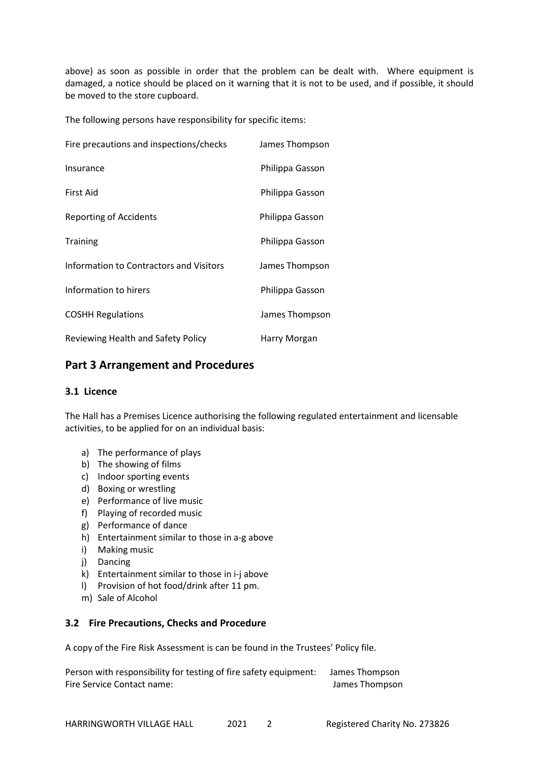above) as soon as possible in order that the problem can be dealt with. Where equipment is damaged, a notice should be placed on it warning that it is not to be used, and if possible, it should be moved to the store cupboard.

The following persons have responsibility for specific items:

| | |
|---|---|
| Fire precautions and inspections/checks | James Thompson |
| Insurance | Philippa Gasson |
| First Aid | Philippa Gasson |
| Reporting of Accidents | Philippa Gasson |
| Training | Philippa Gasson |
| Information to Contractors and Visitors | James Thompson |
| Information to hirers | Philippa Gasson |
| COSHH Regulations | James Thompson |
| Reviewing Health and Safety Policy | Harry Morgan |

## Part 3 Arrangement and Procedures

### 3.1 Licence

The Hall has a Premises Licence authorising the following regulated entertainment and licensable activities, to be applied for on an individual basis:

a) The performance of plays
b) The showing of films
c) Indoor sporting events
d) Boxing or wrestling
e) Performance of live music
f) Playing of recorded music
g) Performance of dance
h) Entertainment similar to those in a-g above
i) Making music
j) Dancing
k) Entertainment similar to those in i-j above
l) Provision of hot food/drink after 11 pm.
m) Sale of Alcohol

### 3.2 Fire Precautions, Checks and Procedure

A copy of the Fire Risk Assessment is can be found in the Trustees' Policy file.

Person with responsibility for testing of fire safety equipment: James Thompson
Fire Service Contact name: James Thompson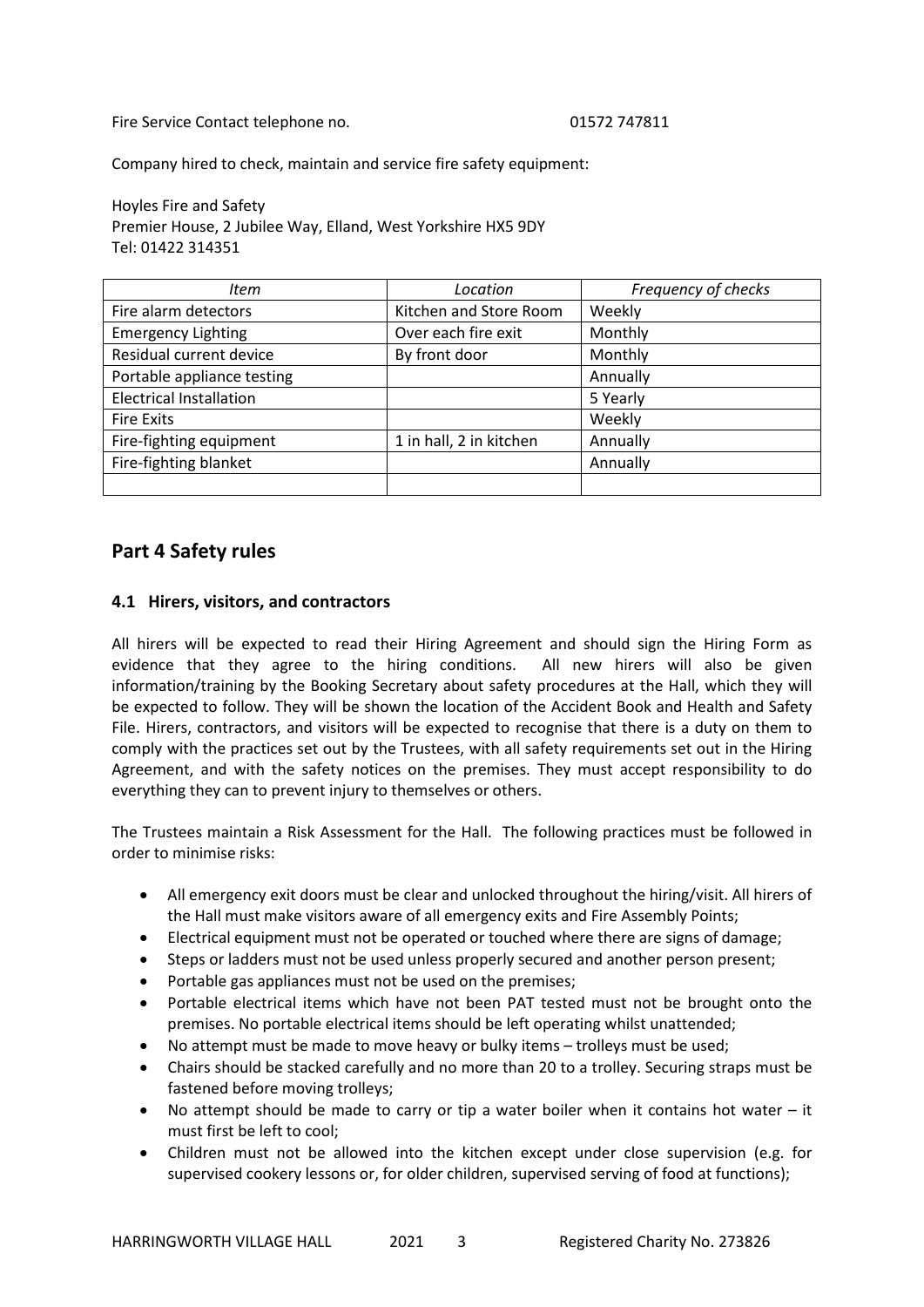Fire Service Contact telephone no. 01572 747811

Company hired to check, maintain and service fire safety equipment:

Hoyles Fire and Safety
Premier House, 2 Jubilee Way, Elland, West Yorkshire HX5 9DY
Tel: 01422 314351

| *Item* | *Location* | *Frequency of checks* |
|---|---|---|
| Fire alarm detectors | Kitchen and Store Room | Weekly |
| Emergency Lighting | Over each fire exit | Monthly |
| Residual current device | By front door | Monthly |
| Portable appliance testing | | Annually |
| Electrical Installation | | 5 Yearly |
| Fire Exits | | Weekly |
| Fire-fighting equipment | 1 in hall, 2 in kitchen | Annually |
| Fire-fighting blanket | | Annually |
| | | |

## Part 4 Safety rules

### 4.1 Hirers, visitors, and contractors

All hirers will be expected to read their Hiring Agreement and should sign the Hiring Form as evidence that they agree to the hiring conditions. All new hirers will also be given information/training by the Booking Secretary about safety procedures at the Hall, which they will be expected to follow. They will be shown the location of the Accident Book and Health and Safety File. Hirers, contractors, and visitors will be expected to recognise that there is a duty on them to comply with the practices set out by the Trustees, with all safety requirements set out in the Hiring Agreement, and with the safety notices on the premises. They must accept responsibility to do everything they can to prevent injury to themselves or others.

The Trustees maintain a Risk Assessment for the Hall. The following practices must be followed in order to minimise risks:

- All emergency exit doors must be clear and unlocked throughout the hiring/visit. All hirers of the Hall must make visitors aware of all emergency exits and Fire Assembly Points;
- Electrical equipment must not be operated or touched where there are signs of damage;
- Steps or ladders must not be used unless properly secured and another person present;
- Portable gas appliances must not be used on the premises;
- Portable electrical items which have not been PAT tested must not be brought onto the premises. No portable electrical items should be left operating whilst unattended;
- No attempt must be made to move heavy or bulky items – trolleys must be used;
- Chairs should be stacked carefully and no more than 20 to a trolley. Securing straps must be fastened before moving trolleys;
- No attempt should be made to carry or tip a water boiler when it contains hot water – it must first be left to cool;
- Children must not be allowed into the kitchen except under close supervision (e.g. for supervised cookery lessons or, for older children, supervised serving of food at functions);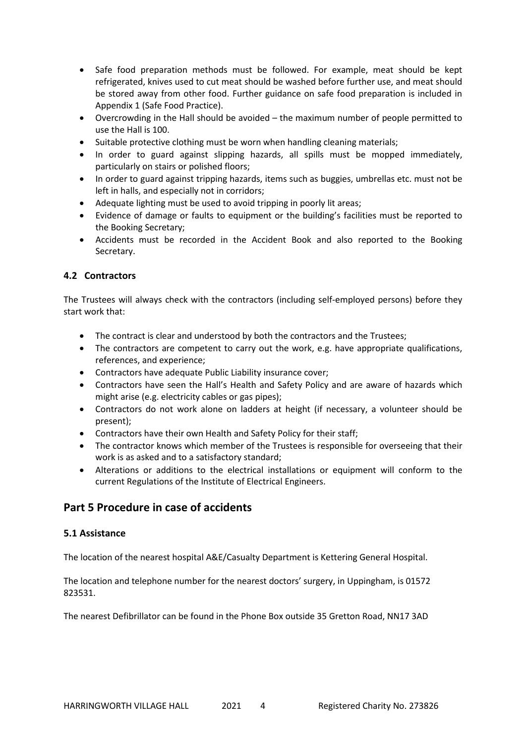- Safe food preparation methods must be followed. For example, meat should be kept refrigerated, knives used to cut meat should be washed before further use, and meat should be stored away from other food. Further guidance on safe food preparation is included in Appendix 1 (Safe Food Practice).
- Overcrowding in the Hall should be avoided – the maximum number of people permitted to use the Hall is 100.
- Suitable protective clothing must be worn when handling cleaning materials;
- In order to guard against slipping hazards, all spills must be mopped immediately, particularly on stairs or polished floors;
- In order to guard against tripping hazards, items such as buggies, umbrellas etc. must not be left in halls, and especially not in corridors;
- Adequate lighting must be used to avoid tripping in poorly lit areas;
- Evidence of damage or faults to equipment or the building's facilities must be reported to the Booking Secretary;
- Accidents must be recorded in the Accident Book and also reported to the Booking Secretary.

### 4.2 Contractors

The Trustees will always check with the contractors (including self-employed persons) before they start work that:

- The contract is clear and understood by both the contractors and the Trustees;
- The contractors are competent to carry out the work, e.g. have appropriate qualifications, references, and experience;
- Contractors have adequate Public Liability insurance cover;
- Contractors have seen the Hall's Health and Safety Policy and are aware of hazards which might arise (e.g. electricity cables or gas pipes);
- Contractors do not work alone on ladders at height (if necessary, a volunteer should be present);
- Contractors have their own Health and Safety Policy for their staff;
- The contractor knows which member of the Trustees is responsible for overseeing that their work is as asked and to a satisfactory standard;
- Alterations or additions to the electrical installations or equipment will conform to the current Regulations of the Institute of Electrical Engineers.

## Part 5 Procedure in case of accidents

### 5.1 Assistance

The location of the nearest hospital A&E/Casualty Department is Kettering General Hospital.

The location and telephone number for the nearest doctors' surgery, in Uppingham, is 01572 823531.

The nearest Defibrillator can be found in the Phone Box outside 35 Gretton Road, NN17 3AD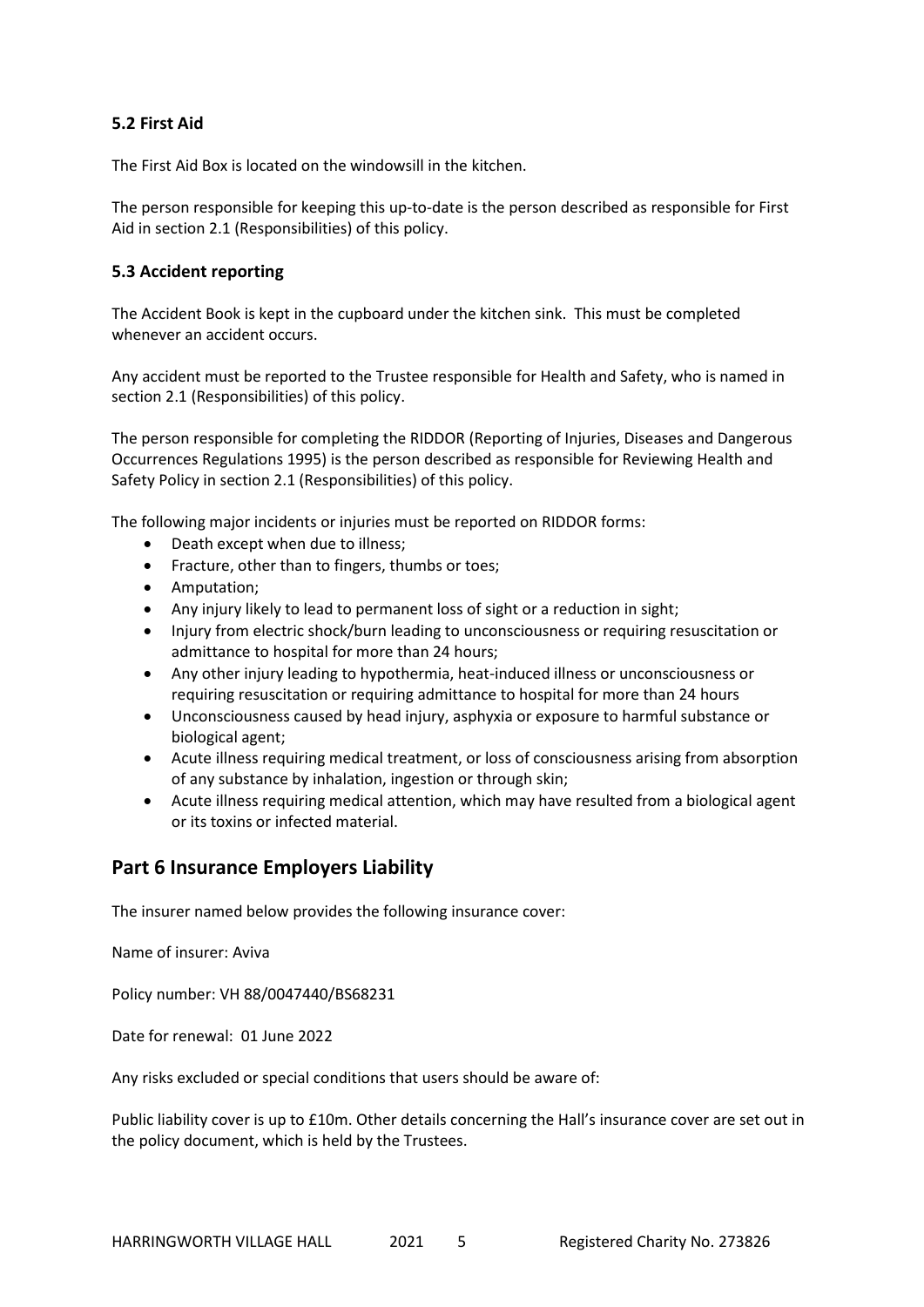### 5.2 First Aid

The First Aid Box is located on the windowsill in the kitchen.

The person responsible for keeping this up-to-date is the person described as responsible for First Aid in section 2.1 (Responsibilities) of this policy.

### 5.3 Accident reporting

The Accident Book is kept in the cupboard under the kitchen sink. This must be completed whenever an accident occurs.

Any accident must be reported to the Trustee responsible for Health and Safety, who is named in section 2.1 (Responsibilities) of this policy.

The person responsible for completing the RIDDOR (Reporting of Injuries, Diseases and Dangerous Occurrences Regulations 1995) is the person described as responsible for Reviewing Health and Safety Policy in section 2.1 (Responsibilities) of this policy.

The following major incidents or injuries must be reported on RIDDOR forms:

- Death except when due to illness;
- Fracture, other than to fingers, thumbs or toes;
- Amputation;
- Any injury likely to lead to permanent loss of sight or a reduction in sight;
- Injury from electric shock/burn leading to unconsciousness or requiring resuscitation or admittance to hospital for more than 24 hours;
- Any other injury leading to hypothermia, heat-induced illness or unconsciousness or requiring resuscitation or requiring admittance to hospital for more than 24 hours
- Unconsciousness caused by head injury, asphyxia or exposure to harmful substance or biological agent;
- Acute illness requiring medical treatment, or loss of consciousness arising from absorption of any substance by inhalation, ingestion or through skin;
- Acute illness requiring medical attention, which may have resulted from a biological agent or its toxins or infected material.

## Part 6 Insurance Employers Liability

The insurer named below provides the following insurance cover:

Name of insurer: Aviva

Policy number: VH 88/0047440/BS68231

Date for renewal: 01 June 2022

Any risks excluded or special conditions that users should be aware of:

Public liability cover is up to £10m. Other details concerning the Hall's insurance cover are set out in the policy document, which is held by the Trustees.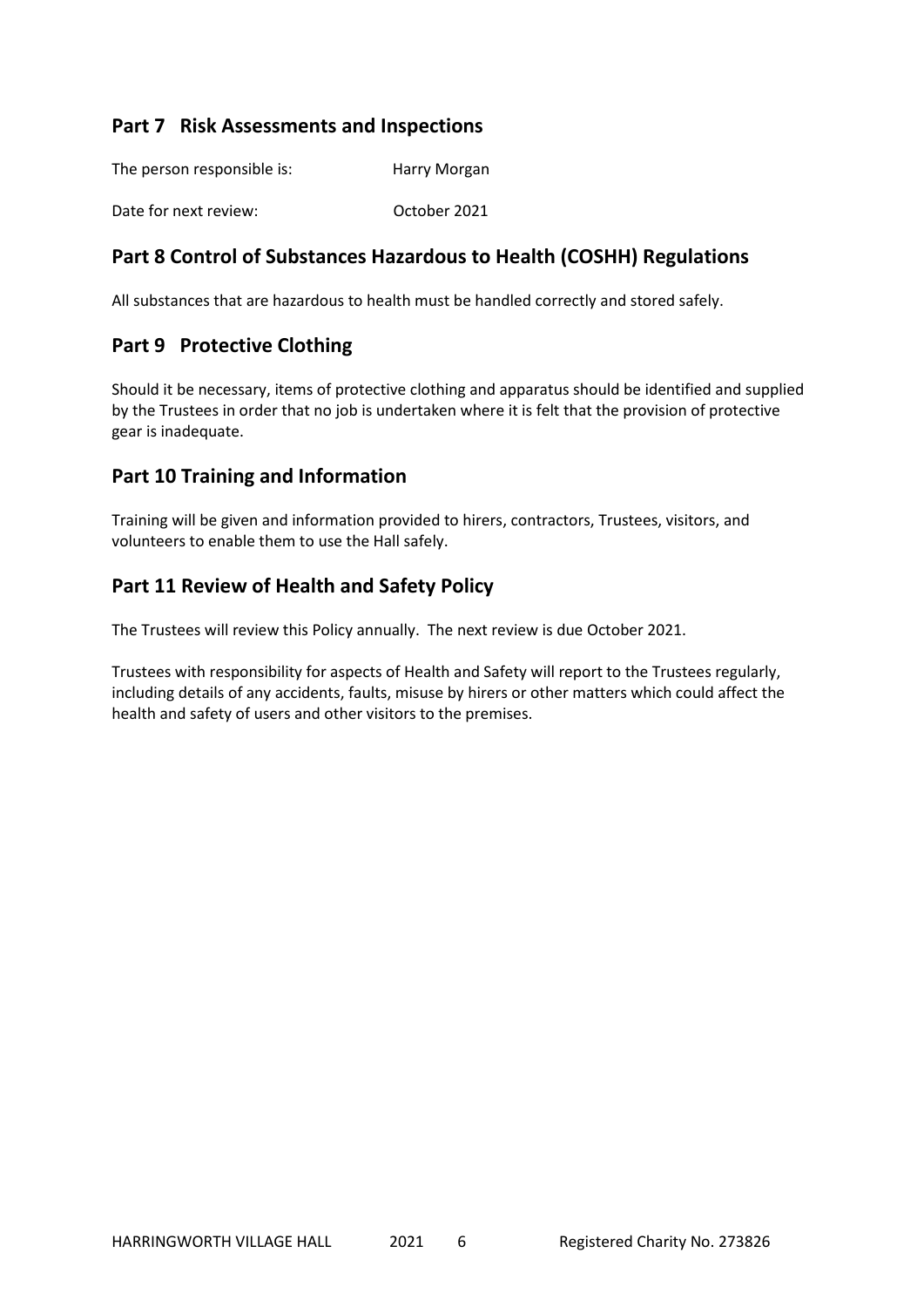## Part 7 Risk Assessments and Inspections

The person responsible is: Harry Morgan

Date for next review: October 2021

## Part 8 Control of Substances Hazardous to Health (COSHH) Regulations

All substances that are hazardous to health must be handled correctly and stored safely.

## Part 9 Protective Clothing

Should it be necessary, items of protective clothing and apparatus should be identified and supplied by the Trustees in order that no job is undertaken where it is felt that the provision of protective gear is inadequate.

## Part 10 Training and Information

Training will be given and information provided to hirers, contractors, Trustees, visitors, and volunteers to enable them to use the Hall safely.

## Part 11 Review of Health and Safety Policy

The Trustees will review this Policy annually. The next review is due October 2021.

Trustees with responsibility for aspects of Health and Safety will report to the Trustees regularly, including details of any accidents, faults, misuse by hirers or other matters which could affect the health and safety of users and other visitors to the premises.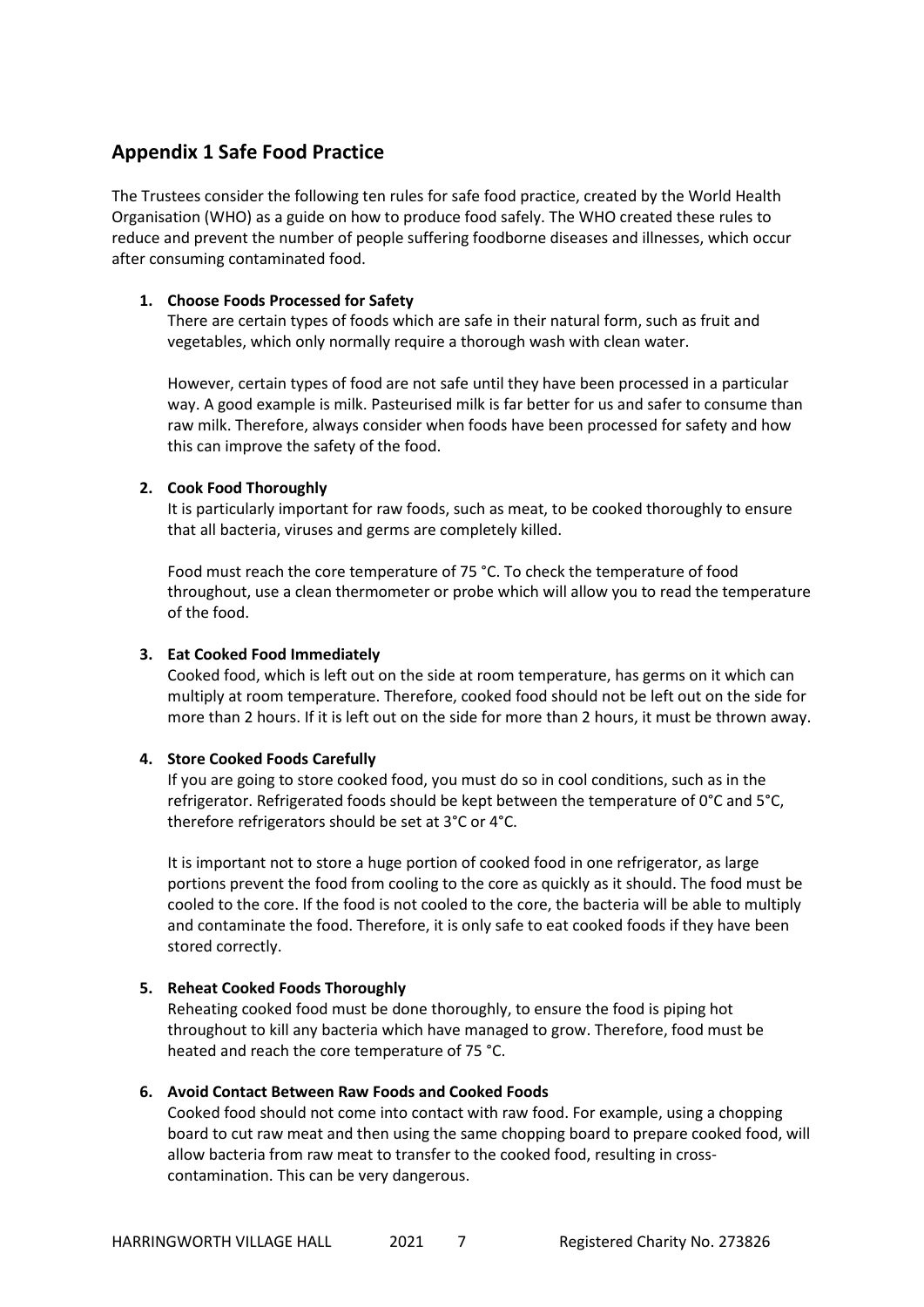## Appendix 1 Safe Food Practice

The Trustees consider the following ten rules for safe food practice, created by the World Health Organisation (WHO) as a guide on how to produce food safely. The WHO created these rules to reduce and prevent the number of people suffering foodborne diseases and illnesses, which occur after consuming contaminated food.

1. **Choose Foods Processed for Safety**
   There are certain types of foods which are safe in their natural form, such as fruit and vegetables, which only normally require a thorough wash with clean water.

   However, certain types of food are not safe until they have been processed in a particular way. A good example is milk. Pasteurised milk is far better for us and safer to consume than raw milk. Therefore, always consider when foods have been processed for safety and how this can improve the safety of the food.

2. **Cook Food Thoroughly**
   It is particularly important for raw foods, such as meat, to be cooked thoroughly to ensure that all bacteria, viruses and germs are completely killed.

   Food must reach the core temperature of 75 °C. To check the temperature of food throughout, use a clean thermometer or probe which will allow you to read the temperature of the food.

3. **Eat Cooked Food Immediately**
   Cooked food, which is left out on the side at room temperature, has germs on it which can multiply at room temperature. Therefore, cooked food should not be left out on the side for more than 2 hours. If it is left out on the side for more than 2 hours, it must be thrown away.

4. **Store Cooked Foods Carefully**
   If you are going to store cooked food, you must do so in cool conditions, such as in the refrigerator. Refrigerated foods should be kept between the temperature of 0°C and 5°C, therefore refrigerators should be set at 3°C or 4°C.

   It is important not to store a huge portion of cooked food in one refrigerator, as large portions prevent the food from cooling to the core as quickly as it should. The food must be cooled to the core. If the food is not cooled to the core, the bacteria will be able to multiply and contaminate the food. Therefore, it is only safe to eat cooked foods if they have been stored correctly.

5. **Reheat Cooked Foods Thoroughly**
   Reheating cooked food must be done thoroughly, to ensure the food is piping hot throughout to kill any bacteria which have managed to grow. Therefore, food must be heated and reach the core temperature of 75 °C.

6. **Avoid Contact Between Raw Foods and Cooked Foods**
   Cooked food should not come into contact with raw food. For example, using a chopping board to cut raw meat and then using the same chopping board to prepare cooked food, will allow bacteria from raw meat to transfer to the cooked food, resulting in cross-contamination. This can be very dangerous.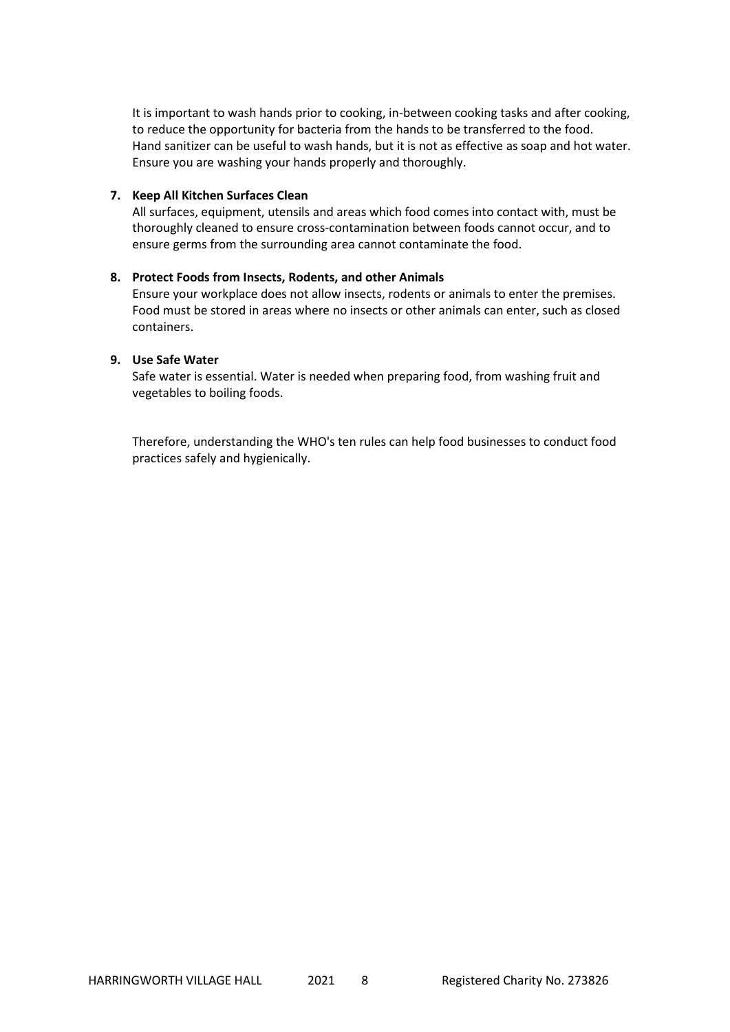It is important to wash hands prior to cooking, in-between cooking tasks and after cooking, to reduce the opportunity for bacteria from the hands to be transferred to the food. Hand sanitizer can be useful to wash hands, but it is not as effective as soap and hot water. Ensure you are washing your hands properly and thoroughly.

7. **Keep All Kitchen Surfaces Clean**
   All surfaces, equipment, utensils and areas which food comes into contact with, must be thoroughly cleaned to ensure cross-contamination between foods cannot occur, and to ensure germs from the surrounding area cannot contaminate the food.

8. **Protect Foods from Insects, Rodents, and other Animals**
   Ensure your workplace does not allow insects, rodents or animals to enter the premises. Food must be stored in areas where no insects or other animals can enter, such as closed containers.

9. **Use Safe Water**
   Safe water is essential. Water is needed when preparing food, from washing fruit and vegetables to boiling foods.

Therefore, understanding the WHO's ten rules can help food businesses to conduct food practices safely and hygienically.